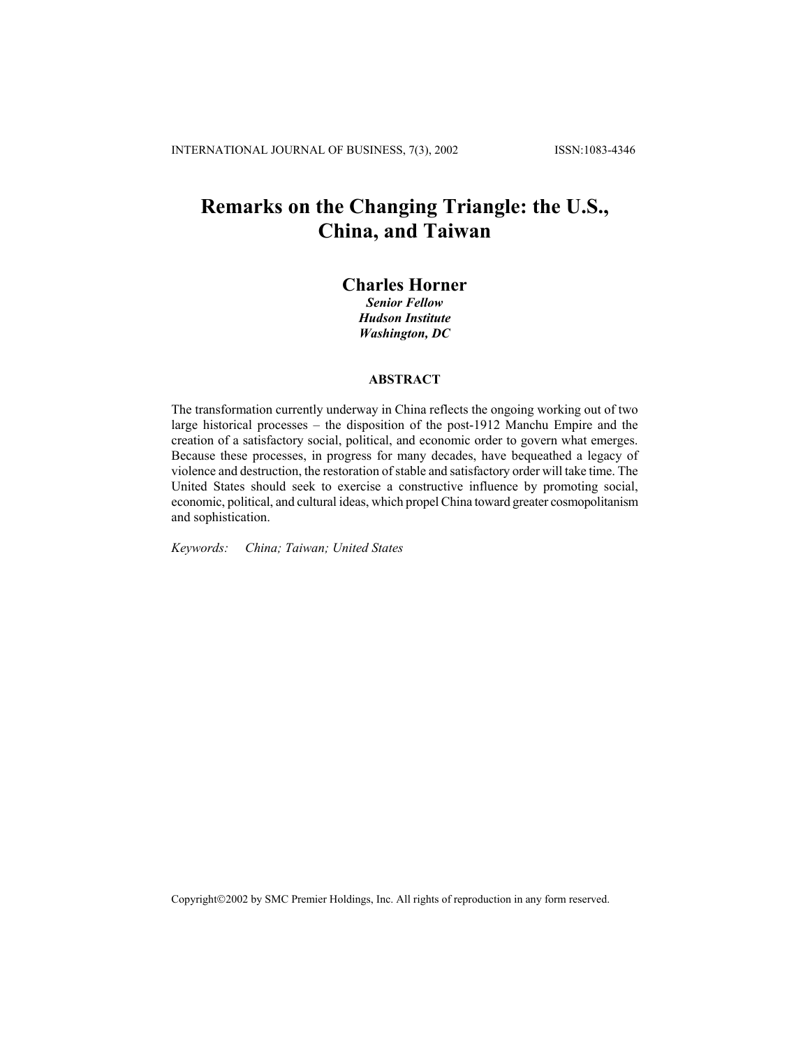# Remarks on the Changing Triangle: the U.S., China, and Taiwan

## Charles Horner

***Senior Fellow***
***Hudson Institute***
***Washington, DC***

### ABSTRACT

The transformation currently underway in China reflects the ongoing working out of two large historical processes – the disposition of the post-1912 Manchu Empire and the creation of a satisfactory social, political, and economic order to govern what emerges. Because these processes, in progress for many decades, have bequeathed a legacy of violence and destruction, the restoration of stable and satisfactory order will take time. The United States should seek to exercise a constructive influence by promoting social, economic, political, and cultural ideas, which propel China toward greater cosmopolitanism and sophistication.

*Keywords:* *China; Taiwan; United States*

Copyright©2002 by SMC Premier Holdings, Inc. All rights of reproduction in any form reserved.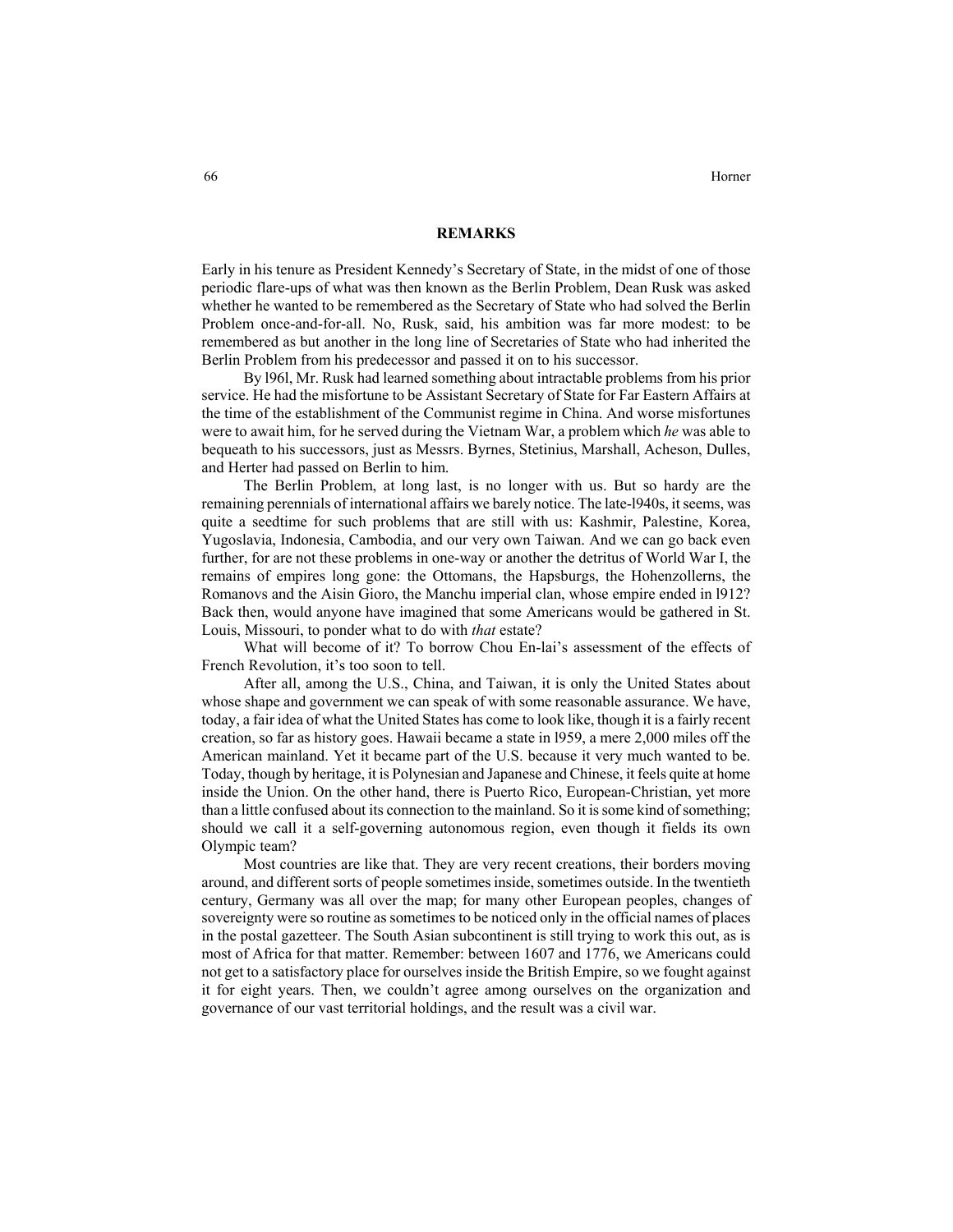## REMARKS

Early in his tenure as President Kennedy's Secretary of State, in the midst of one of those periodic flare-ups of what was then known as the Berlin Problem, Dean Rusk was asked whether he wanted to be remembered as the Secretary of State who had solved the Berlin Problem once-and-for-all. No, Rusk, said, his ambition was far more modest: to be remembered as but another in the long line of Secretaries of State who had inherited the Berlin Problem from his predecessor and passed it on to his successor.

By l96l, Mr. Rusk had learned something about intractable problems from his prior service. He had the misfortune to be Assistant Secretary of State for Far Eastern Affairs at the time of the establishment of the Communist regime in China. And worse misfortunes were to await him, for he served during the Vietnam War, a problem which *he* was able to bequeath to his successors, just as Messrs. Byrnes, Stetinius, Marshall, Acheson, Dulles, and Herter had passed on Berlin to him.

The Berlin Problem, at long last, is no longer with us. But so hardy are the remaining perennials of international affairs we barely notice. The late-l940s, it seems, was quite a seedtime for such problems that are still with us: Kashmir, Palestine, Korea, Yugoslavia, Indonesia, Cambodia, and our very own Taiwan. And we can go back even further, for are not these problems in one-way or another the detritus of World War I, the remains of empires long gone: the Ottomans, the Hapsburgs, the Hohenzollerns, the Romanovs and the Aisin Gioro, the Manchu imperial clan, whose empire ended in l912? Back then, would anyone have imagined that some Americans would be gathered in St. Louis, Missouri, to ponder what to do with *that* estate?

What will become of it? To borrow Chou En-lai's assessment of the effects of French Revolution, it's too soon to tell.

After all, among the U.S., China, and Taiwan, it is only the United States about whose shape and government we can speak of with some reasonable assurance. We have, today, a fair idea of what the United States has come to look like, though it is a fairly recent creation, so far as history goes. Hawaii became a state in l959, a mere 2,000 miles off the American mainland. Yet it became part of the U.S. because it very much wanted to be. Today, though by heritage, it is Polynesian and Japanese and Chinese, it feels quite at home inside the Union. On the other hand, there is Puerto Rico, European-Christian, yet more than a little confused about its connection to the mainland. So it is some kind of something; should we call it a self-governing autonomous region, even though it fields its own Olympic team?

Most countries are like that. They are very recent creations, their borders moving around, and different sorts of people sometimes inside, sometimes outside. In the twentieth century, Germany was all over the map; for many other European peoples, changes of sovereignty were so routine as sometimes to be noticed only in the official names of places in the postal gazetteer. The South Asian subcontinent is still trying to work this out, as is most of Africa for that matter. Remember: between 1607 and 1776, we Americans could not get to a satisfactory place for ourselves inside the British Empire, so we fought against it for eight years. Then, we couldn't agree among ourselves on the organization and governance of our vast territorial holdings, and the result was a civil war.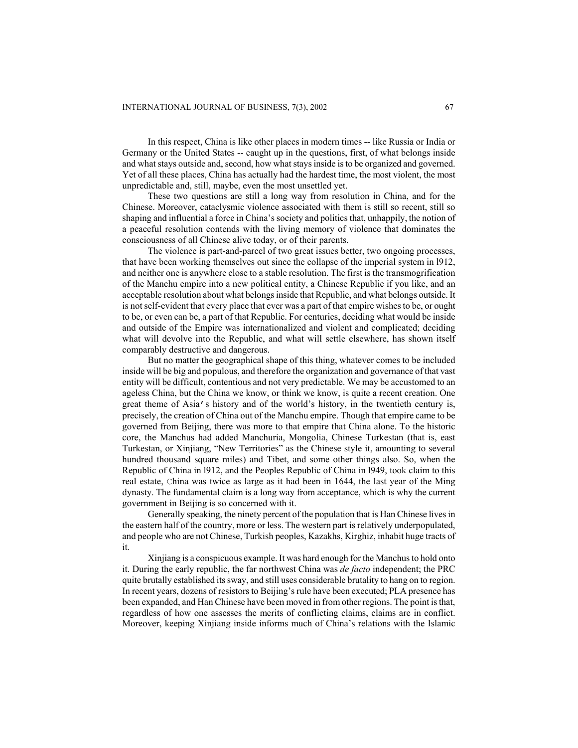In this respect, China is like other places in modern times -- like Russia or India or Germany or the United States -- caught up in the questions, first, of what belongs inside and what stays outside and, second, how what stays inside is to be organized and governed. Yet of all these places, China has actually had the hardest time, the most violent, the most unpredictable and, still, maybe, even the most unsettled yet.

These two questions are still a long way from resolution in China, and for the Chinese. Moreover, cataclysmic violence associated with them is still so recent, still so shaping and influential a force in China's society and politics that, unhappily, the notion of a peaceful resolution contends with the living memory of violence that dominates the consciousness of all Chinese alive today, or of their parents.

The violence is part-and-parcel of two great issues better, two ongoing processes, that have been working themselves out since the collapse of the imperial system in l912, and neither one is anywhere close to a stable resolution. The first is the transmogrification of the Manchu empire into a new political entity, a Chinese Republic if you like, and an acceptable resolution about what belongs inside that Republic, and what belongs outside. It is not self-evident that every place that ever was a part of that empire wishes to be, or ought to be, or even can be, a part of that Republic. For centuries, deciding what would be inside and outside of the Empire was internationalized and violent and complicated; deciding what will devolve into the Republic, and what will settle elsewhere, has shown itself comparably destructive and dangerous.

But no matter the geographical shape of this thing, whatever comes to be included inside will be big and populous, and therefore the organization and governance of that vast entity will be difficult, contentious and not very predictable. We may be accustomed to an ageless China, but the China we know, or think we know, is quite a recent creation. One great theme of Asia's history and of the world's history, in the twentieth century is, precisely, the creation of China out of the Manchu empire. Though that empire came to be governed from Beijing, there was more to that empire that China alone. To the historic core, the Manchus had added Manchuria, Mongolia, Chinese Turkestan (that is, east Turkestan, or Xinjiang, "New Territories" as the Chinese style it, amounting to several hundred thousand square miles) and Tibet, and some other things also. So, when the Republic of China in l912, and the Peoples Republic of China in l949, took claim to this real estate, China was twice as large as it had been in 1644, the last year of the Ming dynasty. The fundamental claim is a long way from acceptance, which is why the current government in Beijing is so concerned with it.

Generally speaking, the ninety percent of the population that is Han Chinese lives in the eastern half of the country, more or less. The western part is relatively underpopulated, and people who are not Chinese, Turkish peoples, Kazakhs, Kirghiz, inhabit huge tracts of it.

Xinjiang is a conspicuous example. It was hard enough for the Manchus to hold onto it. During the early republic, the far northwest China was *de facto* independent; the PRC quite brutally established its sway, and still uses considerable brutality to hang on to region. In recent years, dozens of resistors to Beijing's rule have been executed; PLA presence has been expanded, and Han Chinese have been moved in from other regions. The point is that, regardless of how one assesses the merits of conflicting claims, claims are in conflict. Moreover, keeping Xinjiang inside informs much of China's relations with the Islamic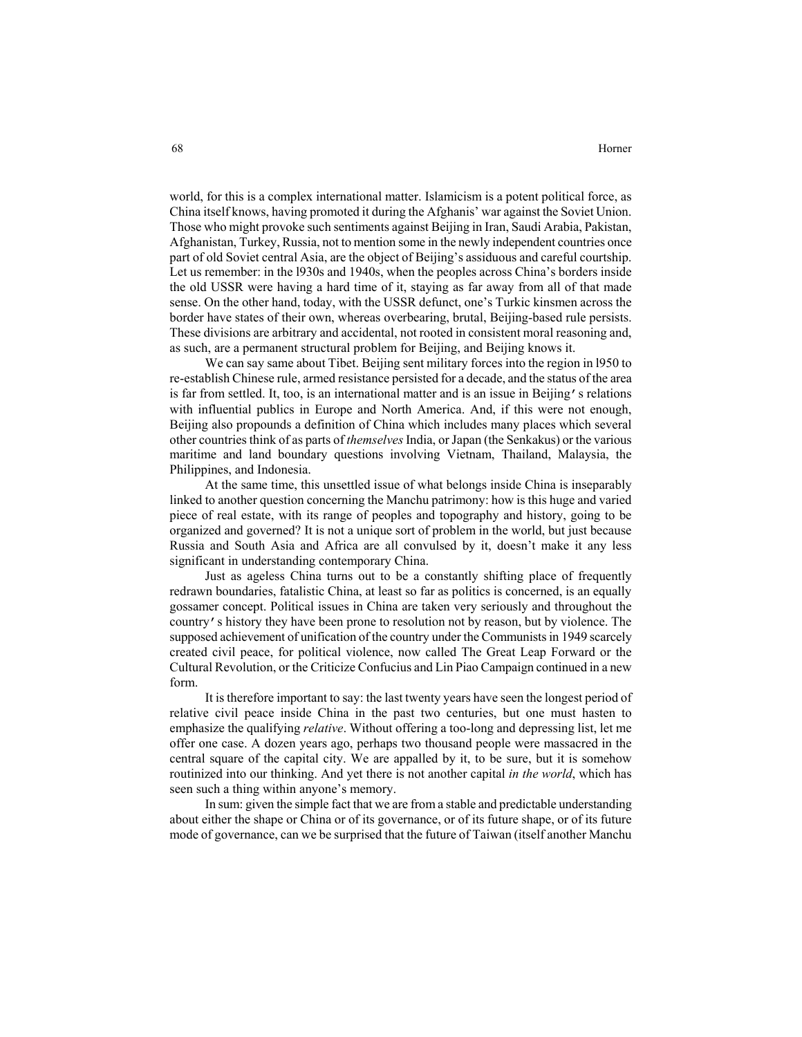world, for this is a complex international matter. Islamicism is a potent political force, as China itself knows, having promoted it during the Afghanis' war against the Soviet Union. Those who might provoke such sentiments against Beijing in Iran, Saudi Arabia, Pakistan, Afghanistan, Turkey, Russia, not to mention some in the newly independent countries once part of old Soviet central Asia, are the object of Beijing's assiduous and careful courtship. Let us remember: in the l930s and 1940s, when the peoples across China's borders inside the old USSR were having a hard time of it, staying as far away from all of that made sense. On the other hand, today, with the USSR defunct, one's Turkic kinsmen across the border have states of their own, whereas overbearing, brutal, Beijing-based rule persists. These divisions are arbitrary and accidental, not rooted in consistent moral reasoning and, as such, are a permanent structural problem for Beijing, and Beijing knows it.

We can say same about Tibet. Beijing sent military forces into the region in l950 to re-establish Chinese rule, armed resistance persisted for a decade, and the status of the area is far from settled. It, too, is an international matter and is an issue in Beijing's relations with influential publics in Europe and North America. And, if this were not enough, Beijing also propounds a definition of China which includes many places which several other countries think of as parts of *themselves* India, or Japan (the Senkakus) or the various maritime and land boundary questions involving Vietnam, Thailand, Malaysia, the Philippines, and Indonesia.

At the same time, this unsettled issue of what belongs inside China is inseparably linked to another question concerning the Manchu patrimony: how is this huge and varied piece of real estate, with its range of peoples and topography and history, going to be organized and governed? It is not a unique sort of problem in the world, but just because Russia and South Asia and Africa are all convulsed by it, doesn't make it any less significant in understanding contemporary China.

Just as ageless China turns out to be a constantly shifting place of frequently redrawn boundaries, fatalistic China, at least so far as politics is concerned, is an equally gossamer concept. Political issues in China are taken very seriously and throughout the country's history they have been prone to resolution not by reason, but by violence. The supposed achievement of unification of the country under the Communists in 1949 scarcely created civil peace, for political violence, now called The Great Leap Forward or the Cultural Revolution, or the Criticize Confucius and Lin Piao Campaign continued in a new form.

It is therefore important to say: the last twenty years have seen the longest period of relative civil peace inside China in the past two centuries, but one must hasten to emphasize the qualifying *relative*. Without offering a too-long and depressing list, let me offer one case. A dozen years ago, perhaps two thousand people were massacred in the central square of the capital city. We are appalled by it, to be sure, but it is somehow routinized into our thinking. And yet there is not another capital *in the world*, which has seen such a thing within anyone's memory.

In sum: given the simple fact that we are from a stable and predictable understanding about either the shape or China or of its governance, or of its future shape, or of its future mode of governance, can we be surprised that the future of Taiwan (itself another Manchu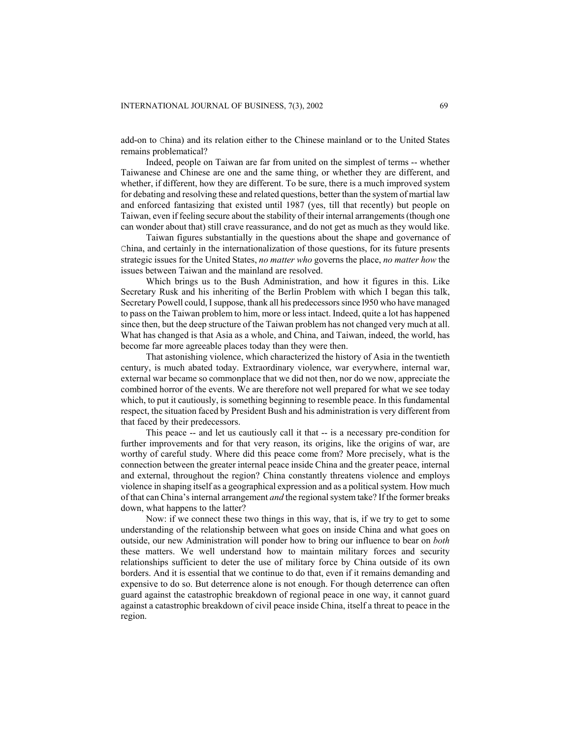add-on to China) and its relation either to the Chinese mainland or to the United States remains problematical?

Indeed, people on Taiwan are far from united on the simplest of terms -- whether Taiwanese and Chinese are one and the same thing, or whether they are different, and whether, if different, how they are different. To be sure, there is a much improved system for debating and resolving these and related questions, better than the system of martial law and enforced fantasizing that existed until 1987 (yes, till that recently) but people on Taiwan, even if feeling secure about the stability of their internal arrangements (though one can wonder about that) still crave reassurance, and do not get as much as they would like.

Taiwan figures substantially in the questions about the shape and governance of China, and certainly in the internationalization of those questions, for its future presents strategic issues for the United States, *no matter who* governs the place, *no matter how* the issues between Taiwan and the mainland are resolved.

Which brings us to the Bush Administration, and how it figures in this. Like Secretary Rusk and his inheriting of the Berlin Problem with which I began this talk, Secretary Powell could, I suppose, thank all his predecessors since l950 who have managed to pass on the Taiwan problem to him, more or less intact. Indeed, quite a lot has happened since then, but the deep structure of the Taiwan problem has not changed very much at all. What has changed is that Asia as a whole, and China, and Taiwan, indeed, the world, has become far more agreeable places today than they were then.

That astonishing violence, which characterized the history of Asia in the twentieth century, is much abated today. Extraordinary violence, war everywhere, internal war, external war became so commonplace that we did not then, nor do we now, appreciate the combined horror of the events. We are therefore not well prepared for what we see today which, to put it cautiously, is something beginning to resemble peace. In this fundamental respect, the situation faced by President Bush and his administration is very different from that faced by their predecessors.

This peace -- and let us cautiously call it that -- is a necessary pre-condition for further improvements and for that very reason, its origins, like the origins of war, are worthy of careful study. Where did this peace come from? More precisely, what is the connection between the greater internal peace inside China and the greater peace, internal and external, throughout the region? China constantly threatens violence and employs violence in shaping itself as a geographical expression and as a political system. How much of that can China's internal arrangement *and* the regional system take? If the former breaks down, what happens to the latter?

Now: if we connect these two things in this way, that is, if we try to get to some understanding of the relationship between what goes on inside China and what goes on outside, our new Administration will ponder how to bring our influence to bear on *both* these matters. We well understand how to maintain military forces and security relationships sufficient to deter the use of military force by China outside of its own borders. And it is essential that we continue to do that, even if it remains demanding and expensive to do so. But deterrence alone is not enough. For though deterrence can often guard against the catastrophic breakdown of regional peace in one way, it cannot guard against a catastrophic breakdown of civil peace inside China, itself a threat to peace in the region.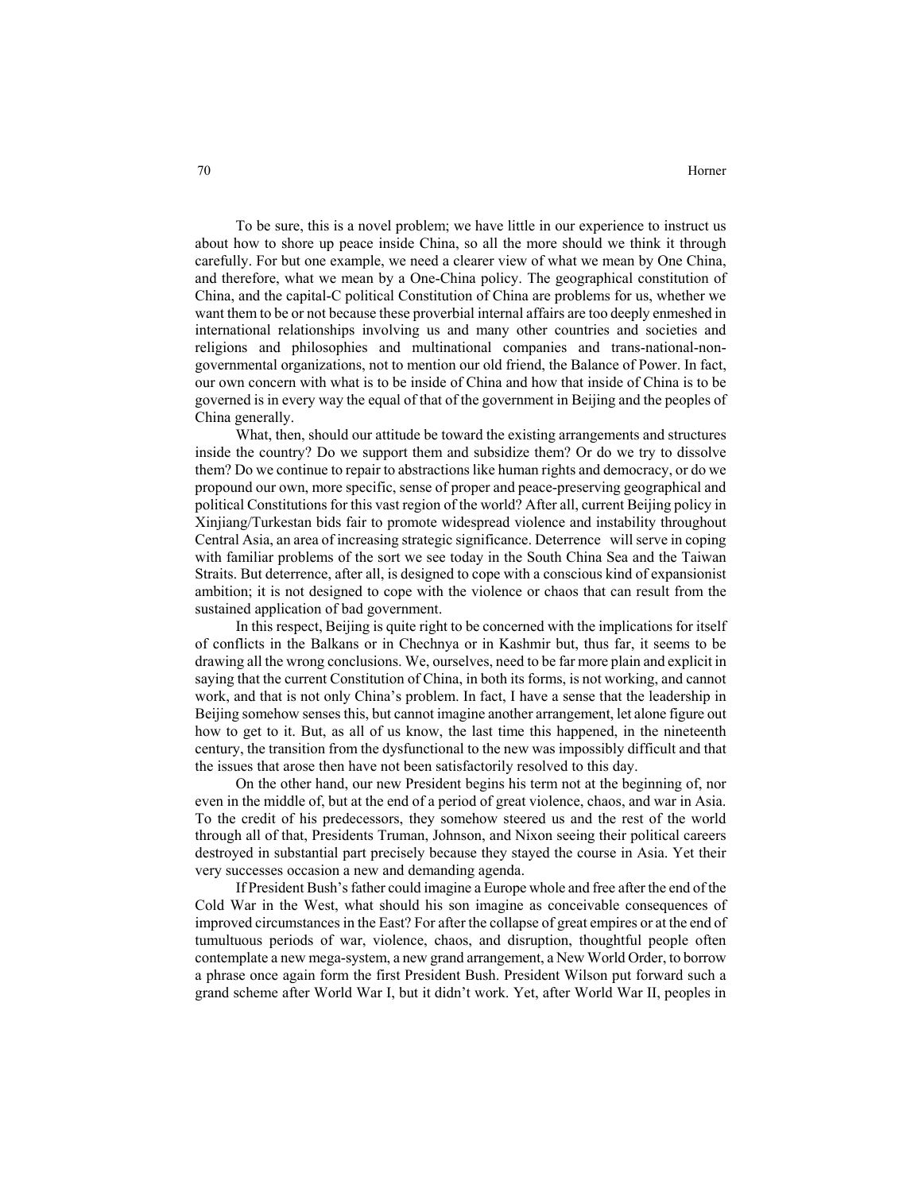To be sure, this is a novel problem; we have little in our experience to instruct us about how to shore up peace inside China, so all the more should we think it through carefully. For but one example, we need a clearer view of what we mean by One China, and therefore, what we mean by a One-China policy. The geographical constitution of China, and the capital-C political Constitution of China are problems for us, whether we want them to be or not because these proverbial internal affairs are too deeply enmeshed in international relationships involving us and many other countries and societies and religions and philosophies and multinational companies and trans-national-non-governmental organizations, not to mention our old friend, the Balance of Power. In fact, our own concern with what is to be inside of China and how that inside of China is to be governed is in every way the equal of that of the government in Beijing and the peoples of China generally.

What, then, should our attitude be toward the existing arrangements and structures inside the country? Do we support them and subsidize them? Or do we try to dissolve them? Do we continue to repair to abstractions like human rights and democracy, or do we propound our own, more specific, sense of proper and peace-preserving geographical and political Constitutions for this vast region of the world? After all, current Beijing policy in Xinjiang/Turkestan bids fair to promote widespread violence and instability throughout Central Asia, an area of increasing strategic significance. Deterrence will serve in coping with familiar problems of the sort we see today in the South China Sea and the Taiwan Straits. But deterrence, after all, is designed to cope with a conscious kind of expansionist ambition; it is not designed to cope with the violence or chaos that can result from the sustained application of bad government.

In this respect, Beijing is quite right to be concerned with the implications for itself of conflicts in the Balkans or in Chechnya or in Kashmir but, thus far, it seems to be drawing all the wrong conclusions. We, ourselves, need to be far more plain and explicit in saying that the current Constitution of China, in both its forms, is not working, and cannot work, and that is not only China's problem. In fact, I have a sense that the leadership in Beijing somehow senses this, but cannot imagine another arrangement, let alone figure out how to get to it. But, as all of us know, the last time this happened, in the nineteenth century, the transition from the dysfunctional to the new was impossibly difficult and that the issues that arose then have not been satisfactorily resolved to this day.

On the other hand, our new President begins his term not at the beginning of, nor even in the middle of, but at the end of a period of great violence, chaos, and war in Asia. To the credit of his predecessors, they somehow steered us and the rest of the world through all of that, Presidents Truman, Johnson, and Nixon seeing their political careers destroyed in substantial part precisely because they stayed the course in Asia. Yet their very successes occasion a new and demanding agenda.

If President Bush's father could imagine a Europe whole and free after the end of the Cold War in the West, what should his son imagine as conceivable consequences of improved circumstances in the East? For after the collapse of great empires or at the end of tumultuous periods of war, violence, chaos, and disruption, thoughtful people often contemplate a new mega-system, a new grand arrangement, a New World Order, to borrow a phrase once again form the first President Bush. President Wilson put forward such a grand scheme after World War I, but it didn't work. Yet, after World War II, peoples in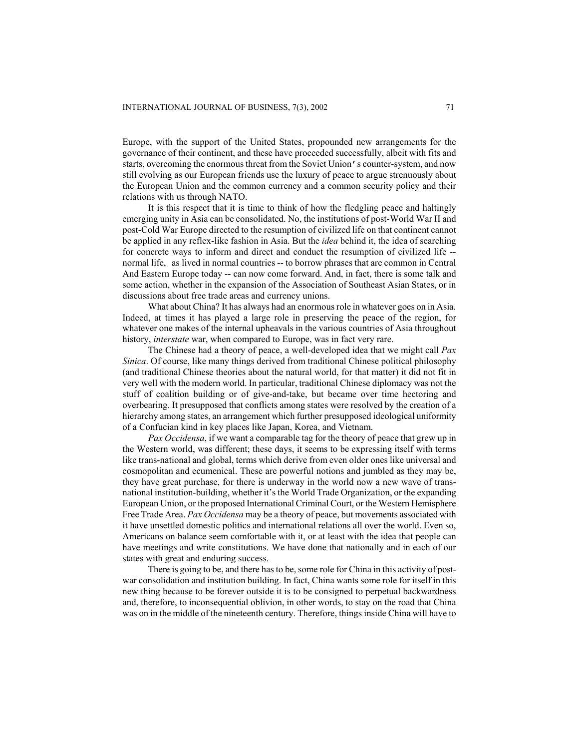Europe, with the support of the United States, propounded new arrangements for the governance of their continent, and these have proceeded successfully, albeit with fits and starts, overcoming the enormous threat from the Soviet Union's counter-system, and now still evolving as our European friends use the luxury of peace to argue strenuously about the European Union and the common currency and a common security policy and their relations with us through NATO.

It is this respect that it is time to think of how the fledgling peace and haltingly emerging unity in Asia can be consolidated. No, the institutions of post-World War II and post-Cold War Europe directed to the resumption of civilized life on that continent cannot be applied in any reflex-like fashion in Asia. But the *idea* behind it, the idea of searching for concrete ways to inform and direct and conduct the resumption of civilized life -- normal life, as lived in normal countries -- to borrow phrases that are common in Central And Eastern Europe today -- can now come forward. And, in fact, there is some talk and some action, whether in the expansion of the Association of Southeast Asian States, or in discussions about free trade areas and currency unions.

What about China? It has always had an enormous role in whatever goes on in Asia. Indeed, at times it has played a large role in preserving the peace of the region, for whatever one makes of the internal upheavals in the various countries of Asia throughout history, *interstate* war, when compared to Europe, was in fact very rare.

The Chinese had a theory of peace, a well-developed idea that we might call *Pax Sinica*. Of course, like many things derived from traditional Chinese political philosophy (and traditional Chinese theories about the natural world, for that matter) it did not fit in very well with the modern world. In particular, traditional Chinese diplomacy was not the stuff of coalition building or of give-and-take, but became over time hectoring and overbearing. It presupposed that conflicts among states were resolved by the creation of a hierarchy among states, an arrangement which further presupposed ideological uniformity of a Confucian kind in key places like Japan, Korea, and Vietnam.

*Pax Occidensa*, if we want a comparable tag for the theory of peace that grew up in the Western world, was different; these days, it seems to be expressing itself with terms like trans-national and global, terms which derive from even older ones like universal and cosmopolitan and ecumenical. These are powerful notions and jumbled as they may be, they have great purchase, for there is underway in the world now a new wave of trans-national institution-building, whether it's the World Trade Organization, or the expanding European Union, or the proposed International Criminal Court, or the Western Hemisphere Free Trade Area. *Pax Occidensa* may be a theory of peace, but movements associated with it have unsettled domestic politics and international relations all over the world. Even so, Americans on balance seem comfortable with it, or at least with the idea that people can have meetings and write constitutions. We have done that nationally and in each of our states with great and enduring success.

There is going to be, and there has to be, some role for China in this activity of post-war consolidation and institution building. In fact, China wants some role for itself in this new thing because to be forever outside it is to be consigned to perpetual backwardness and, therefore, to inconsequential oblivion, in other words, to stay on the road that China was on in the middle of the nineteenth century. Therefore, things inside China will have to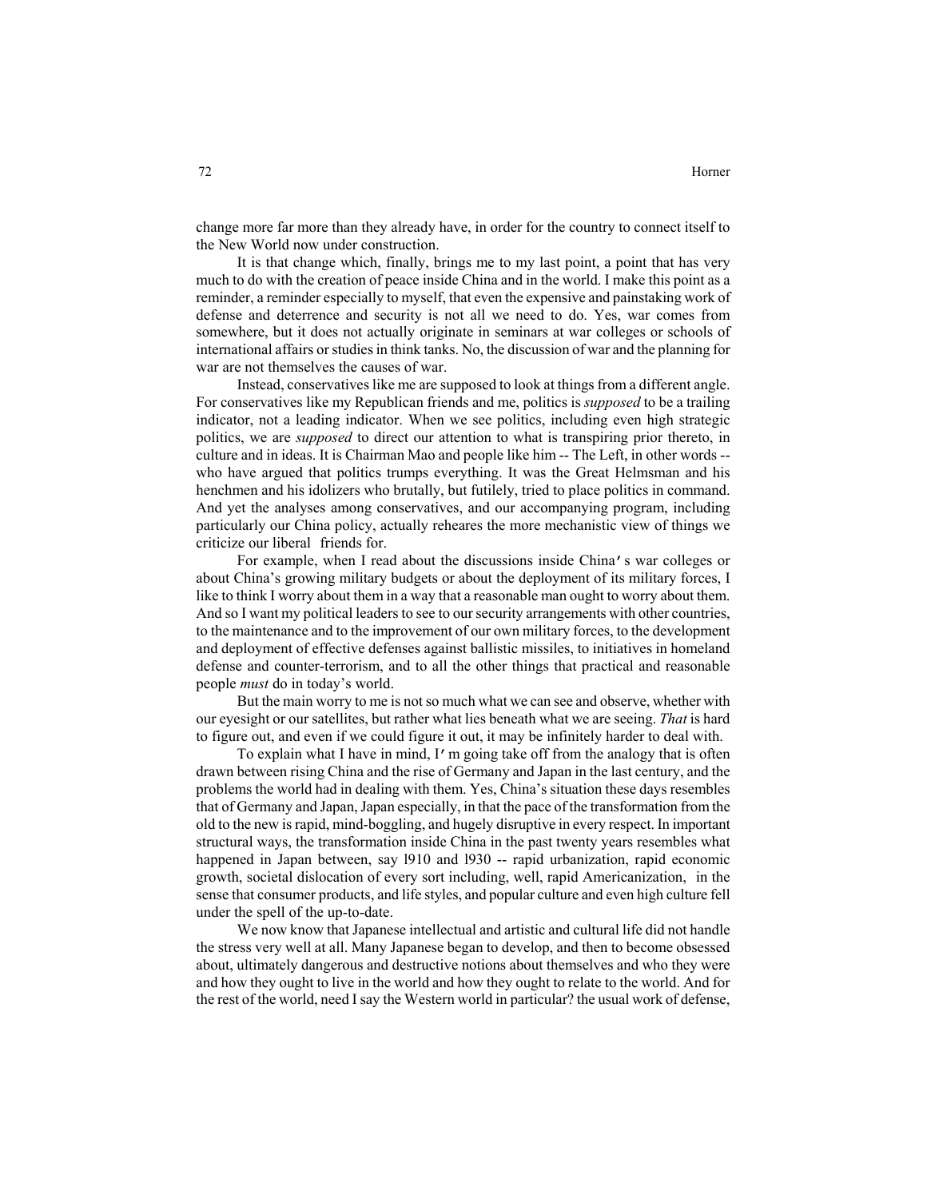change more far more than they already have, in order for the country to connect itself to the New World now under construction.

It is that change which, finally, brings me to my last point, a point that has very much to do with the creation of peace inside China and in the world. I make this point as a reminder, a reminder especially to myself, that even the expensive and painstaking work of defense and deterrence and security is not all we need to do. Yes, war comes from somewhere, but it does not actually originate in seminars at war colleges or schools of international affairs or studies in think tanks. No, the discussion of war and the planning for war are not themselves the causes of war.

Instead, conservatives like me are supposed to look at things from a different angle. For conservatives like my Republican friends and me, politics is *supposed* to be a trailing indicator, not a leading indicator. When we see politics, including even high strategic politics, we are *supposed* to direct our attention to what is transpiring prior thereto, in culture and in ideas. It is Chairman Mao and people like him -- The Left, in other words -- who have argued that politics trumps everything. It was the Great Helmsman and his henchmen and his idolizers who brutally, but futilely, tried to place politics in command. And yet the analyses among conservatives, and our accompanying program, including particularly our China policy, actually reheares the more mechanistic view of things we criticize our liberal friends for.

For example, when I read about the discussions inside China's war colleges or about China's growing military budgets or about the deployment of its military forces, I like to think I worry about them in a way that a reasonable man ought to worry about them. And so I want my political leaders to see to our security arrangements with other countries, to the maintenance and to the improvement of our own military forces, to the development and deployment of effective defenses against ballistic missiles, to initiatives in homeland defense and counter-terrorism, and to all the other things that practical and reasonable people *must* do in today's world.

But the main worry to me is not so much what we can see and observe, whether with our eyesight or our satellites, but rather what lies beneath what we are seeing. *That* is hard to figure out, and even if we could figure it out, it may be infinitely harder to deal with.

To explain what I have in mind, I'm going take off from the analogy that is often drawn between rising China and the rise of Germany and Japan in the last century, and the problems the world had in dealing with them. Yes, China's situation these days resembles that of Germany and Japan, Japan especially, in that the pace of the transformation from the old to the new is rapid, mind-boggling, and hugely disruptive in every respect. In important structural ways, the transformation inside China in the past twenty years resembles what happened in Japan between, say 1910 and 1930 -- rapid urbanization, rapid economic growth, societal dislocation of every sort including, well, rapid Americanization, in the sense that consumer products, and life styles, and popular culture and even high culture fell under the spell of the up-to-date.

We now know that Japanese intellectual and artistic and cultural life did not handle the stress very well at all. Many Japanese began to develop, and then to become obsessed about, ultimately dangerous and destructive notions about themselves and who they were and how they ought to live in the world and how they ought to relate to the world. And for the rest of the world, need I say the Western world in particular? the usual work of defense,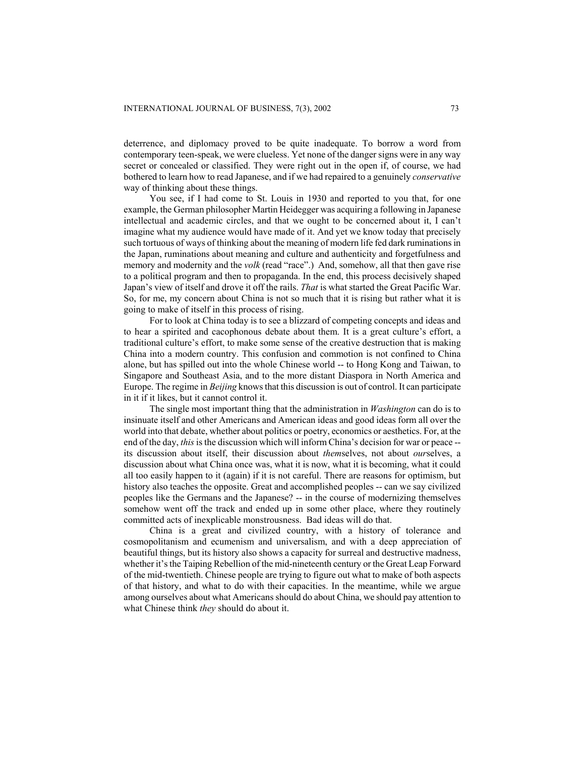deterrence, and diplomacy proved to be quite inadequate. To borrow a word from contemporary teen-speak, we were clueless. Yet none of the danger signs were in any way secret or concealed or classified. They were right out in the open if, of course, we had bothered to learn how to read Japanese, and if we had repaired to a genuinely *conservative* way of thinking about these things.

You see, if I had come to St. Louis in 1930 and reported to you that, for one example, the German philosopher Martin Heidegger was acquiring a following in Japanese intellectual and academic circles, and that we ought to be concerned about it, I can't imagine what my audience would have made of it. And yet we know today that precisely such tortuous of ways of thinking about the meaning of modern life fed dark ruminations in the Japan, ruminations about meaning and culture and authenticity and forgetfulness and memory and modernity and the *volk* (read "race".) And, somehow, all that then gave rise to a political program and then to propaganda. In the end, this process decisively shaped Japan's view of itself and drove it off the rails. *That* is what started the Great Pacific War. So, for me, my concern about China is not so much that it is rising but rather what it is going to make of itself in this process of rising.

For to look at China today is to see a blizzard of competing concepts and ideas and to hear a spirited and cacophonous debate about them. It is a great culture's effort, a traditional culture's effort, to make some sense of the creative destruction that is making China into a modern country. This confusion and commotion is not confined to China alone, but has spilled out into the whole Chinese world -- to Hong Kong and Taiwan, to Singapore and Southeast Asia, and to the more distant Diaspora in North America and Europe. The regime in *Beijing* knows that this discussion is out of control. It can participate in it if it likes, but it cannot control it.

The single most important thing that the administration in *Washington* can do is to insinuate itself and other Americans and American ideas and good ideas form all over the world into that debate, whether about politics or poetry, economics or aesthetics. For, at the end of the day, *this* is the discussion which will inform China's decision for war or peace -- its discussion about itself, their discussion about *them*selves, not about *our*selves, a discussion about what China once was, what it is now, what it is becoming, what it could all too easily happen to it (again) if it is not careful. There are reasons for optimism, but history also teaches the opposite. Great and accomplished peoples -- can we say civilized peoples like the Germans and the Japanese? -- in the course of modernizing themselves somehow went off the track and ended up in some other place, where they routinely committed acts of inexplicable monstrousness. Bad ideas will do that.

China is a great and civilized country, with a history of tolerance and cosmopolitanism and ecumenism and universalism, and with a deep appreciation of beautiful things, but its history also shows a capacity for surreal and destructive madness, whether it's the Taiping Rebellion of the mid-nineteenth century or the Great Leap Forward of the mid-twentieth. Chinese people are trying to figure out what to make of both aspects of that history, and what to do with their capacities. In the meantime, while we argue among ourselves about what Americans should do about China, we should pay attention to what Chinese think *they* should do about it.